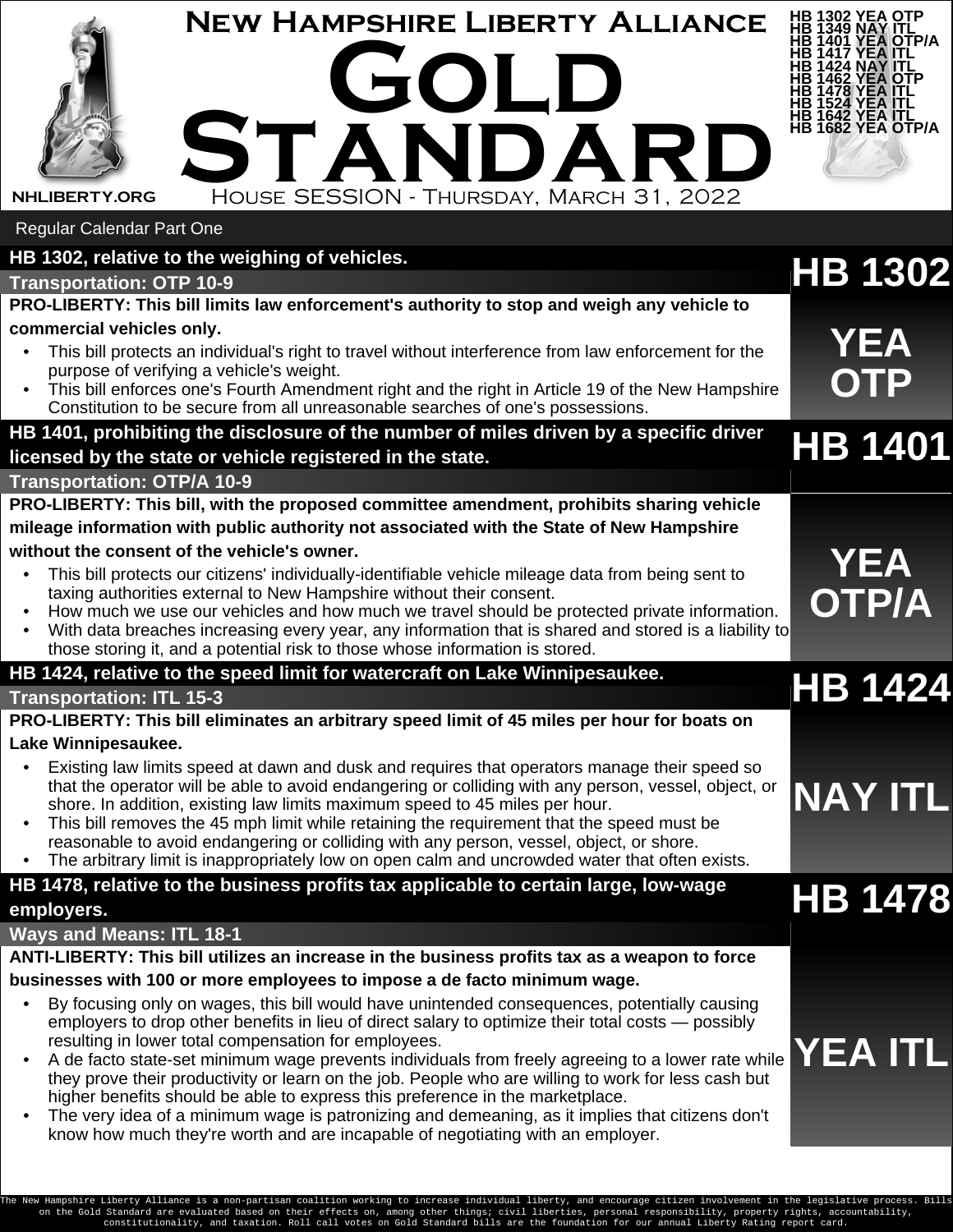# New Hampshire Liberty Alliance

# Gold Standard

NHLIBERTY.ORG

House SESSION - Thursday, March 31, 2022

HB 1302 YEA OTP
HB 1349 NAY ITL
HB 1401 YEA OTP/A
HB 1417 YEA ITL
HB 1424 NAY ITL
HB 1462 YEA OTP
HB 1478 YEA ITL
HB 1524 YEA ITL
HB 1642 YEA ITL
HB 1682 YEA OTP/A

## Regular Calendar Part One

### HB 1302, relative to the weighing of vehicles.

**Transportation: OTP 10-9**

**HB 1302 — YEA OTP**

**PRO-LIBERTY: This bill limits law enforcement's authority to stop and weigh any vehicle to commercial vehicles only.**

- This bill protects an individual's right to travel without interference from law enforcement for the purpose of verifying a vehicle's weight.
- This bill enforces one's Fourth Amendment right and the right in Article 19 of the New Hampshire Constitution to be secure from all unreasonable searches of one's possessions.

### HB 1401, prohibiting the disclosure of the number of miles driven by a specific driver licensed by the state or vehicle registered in the state.

**Transportation: OTP/A 10-9**

**HB 1401 — YEA OTP/A**

**PRO-LIBERTY: This bill, with the proposed committee amendment, prohibits sharing vehicle mileage information with public authority not associated with the State of New Hampshire without the consent of the vehicle's owner.**

- This bill protects our citizens' individually-identifiable vehicle mileage data from being sent to taxing authorities external to New Hampshire without their consent.
- How much we use our vehicles and how much we travel should be protected private information.
- With data breaches increasing every year, any information that is shared and stored is a liability to those storing it, and a potential risk to those whose information is stored.

### HB 1424, relative to the speed limit for watercraft on Lake Winnipesaukee.

**Transportation: ITL 15-3**

**HB 1424 — NAY ITL**

**PRO-LIBERTY: This bill eliminates an arbitrary speed limit of 45 miles per hour for boats on Lake Winnipesaukee.**

- Existing law limits speed at dawn and dusk and requires that operators manage their speed so that the operator will be able to avoid endangering or colliding with any person, vessel, object, or shore. In addition, existing law limits maximum speed to 45 miles per hour.
- This bill removes the 45 mph limit while retaining the requirement that the speed must be reasonable to avoid endangering or colliding with any person, vessel, object, or shore.
- The arbitrary limit is inappropriately low on open calm and uncrowded water that often exists.

### HB 1478, relative to the business profits tax applicable to certain large, low-wage employers.

**Ways and Means: ITL 18-1**

**HB 1478 — YEA ITL**

**ANTI-LIBERTY: This bill utilizes an increase in the business profits tax as a weapon to force businesses with 100 or more employees to impose a de facto minimum wage.**

- By focusing only on wages, this bill would have unintended consequences, potentially causing employers to drop other benefits in lieu of direct salary to optimize their total costs — possibly resulting in lower total compensation for employees.
- A de facto state-set minimum wage prevents individuals from freely agreeing to a lower rate while they prove their productivity or learn on the job. People who are willing to work for less cash but higher benefits should be able to express this preference in the marketplace.
- The very idea of a minimum wage is patronizing and demeaning, as it implies that citizens don't know how much they're worth and are incapable of negotiating with an employer.

The New Hampshire Liberty Alliance is a non-partisan coalition working to increase individual liberty, and encourage citizen involvement in the legislative process. Bills on the Gold Standard are evaluated based on their effects on, among other things; civil liberties, personal responsibility, property rights, accountability, constitutionality, and taxation. Roll call votes on Gold Standard bills are the foundation for our annual Liberty Rating report card.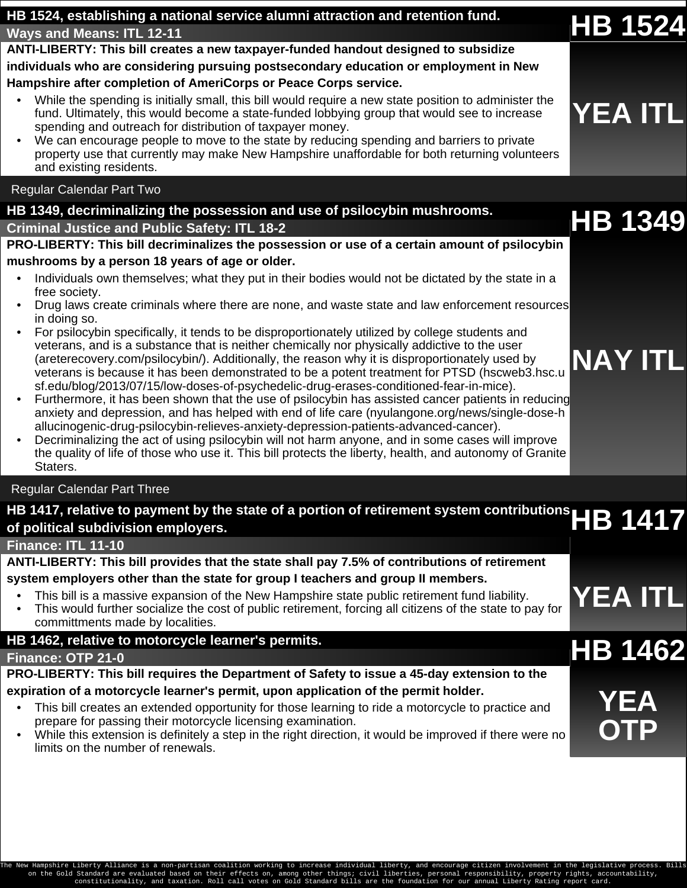## HB 1524, establishing a national service alumni attraction and retention fund.

**Ways and Means: ITL 12-11**

**HB 1524**

**ANTI-LIBERTY: This bill creates a new taxpayer-funded handout designed to subsidize individuals who are considering pursuing postsecondary education or employment in New Hampshire after completion of AmeriCorps or Peace Corps service.**

- While the spending is initially small, this bill would require a new state position to administer the fund. Ultimately, this would become a state-funded lobbying group that would see to increase spending and outreach for distribution of taxpayer money.
- We can encourage people to move to the state by reducing spending and barriers to private property use that currently may make New Hampshire unaffordable for both returning volunteers and existing residents.

**YEA ITL**

# Regular Calendar Part Two

## HB 1349, decriminalizing the possession and use of psilocybin mushrooms.

**Criminal Justice and Public Safety: ITL 18-2**

**HB 1349**

**PRO-LIBERTY: This bill decriminalizes the possession or use of a certain amount of psilocybin mushrooms by a person 18 years of age or older.**

- Individuals own themselves; what they put in their bodies would not be dictated by the state in a free society.
- Drug laws create criminals where there are none, and waste state and law enforcement resources in doing so.
- For psilocybin specifically, it tends to be disproportionately utilized by college students and veterans, and is a substance that is neither chemically nor physically addictive to the user (areterecovery.com/psilocybin/). Additionally, the reason why it is disproportionately used by veterans is because it has been demonstrated to be a potent treatment for PTSD (hscweb3.hsc.usf.edu/blog/2013/07/15/low-doses-of-psychedelic-drug-erases-conditioned-fear-in-mice).
- Furthermore, it has been shown that the use of psilocybin has assisted cancer patients in reducing anxiety and depression, and has helped with end of life care (nyulangone.org/news/single-dose-hallucinogenic-drug-psilocybin-relieves-anxiety-depression-patients-advanced-cancer).
- Decriminalizing the act of using psilocybin will not harm anyone, and in some cases will improve the quality of life of those who use it. This bill protects the liberty, health, and autonomy of Granite Staters.

**NAY ITL**

# Regular Calendar Part Three

## HB 1417, relative to payment by the state of a portion of retirement system contributions of political subdivision employers.

**Finance: ITL 11-10**

**HB 1417**

**ANTI-LIBERTY: This bill provides that the state shall pay 7.5% of contributions of retirement system employers other than the state for group I teachers and group II members.**

- This bill is a massive expansion of the New Hampshire state public retirement fund liability.
- This would further socialize the cost of public retirement, forcing all citizens of the state to pay for committments made by localities.

**YEA ITL**

## HB 1462, relative to motorcycle learner's permits.

**Finance: OTP 21-0**

**HB 1462**

**PRO-LIBERTY: This bill requires the Department of Safety to issue a 45-day extension to the expiration of a motorcycle learner's permit, upon application of the permit holder.**

- This bill creates an extended opportunity for those learning to ride a motorcycle to practice and prepare for passing their motorcycle licensing examination.
- While this extension is definitely a step in the right direction, it would be improved if there were no limits on the number of renewals.

**YEA OTP**

The New Hampshire Liberty Alliance is a non-partisan coalition working to increase individual liberty, and encourage citizen involvement in the legislative process. Bills on the Gold Standard are evaluated based on their effects on, among other things; civil liberties, personal responsibility, property rights, accountability, constitutionality, and taxation. Roll call votes on Gold Standard bills are the foundation for our annual Liberty Rating report card.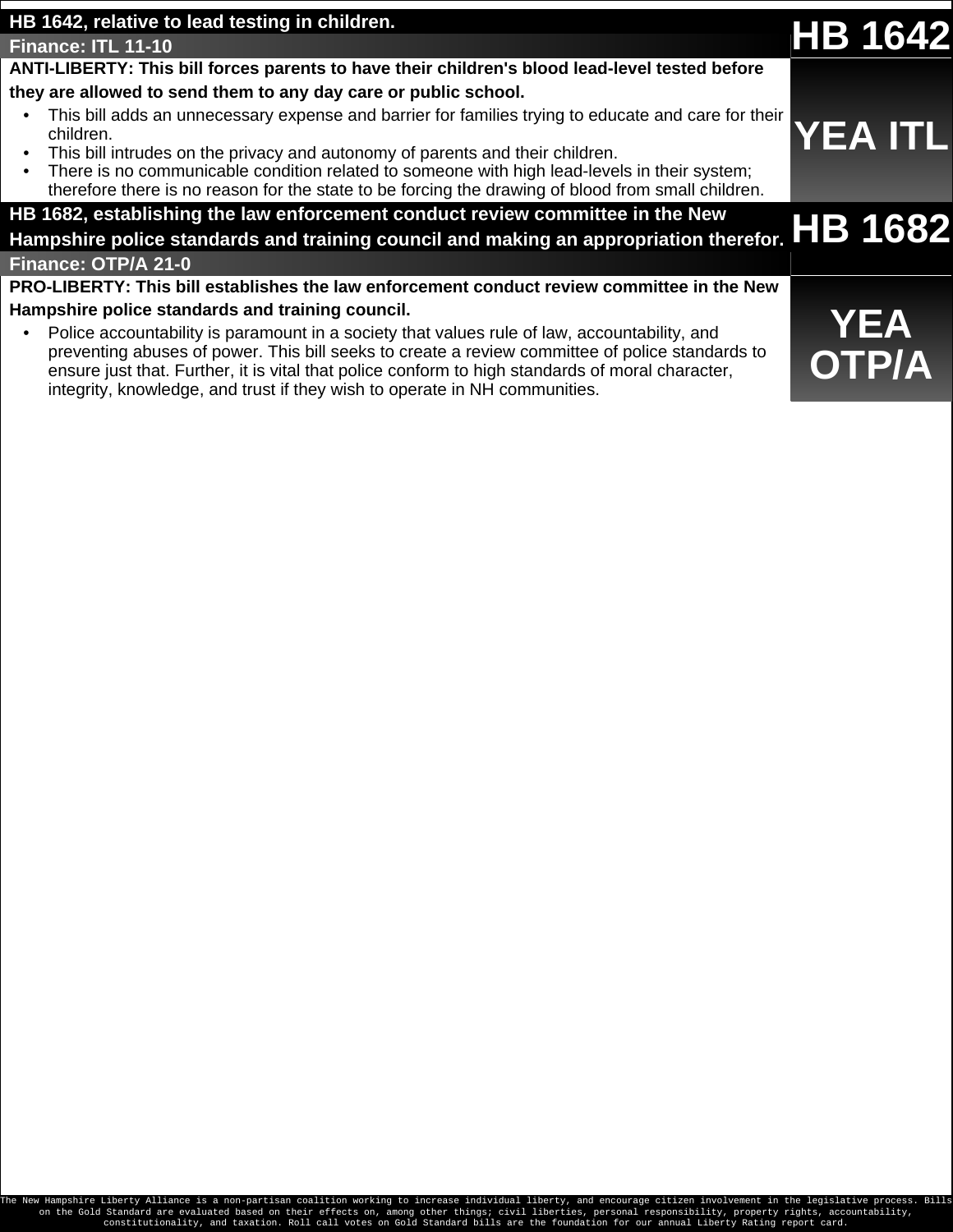## HB 1642, relative to lead testing in children.

**HB 1642**

**Finance: ITL 11-10**

**ANTI-LIBERTY: This bill forces parents to have their children's blood lead-level tested before they are allowed to send them to any day care or public school.**

- This bill adds an unnecessary expense and barrier for families trying to educate and care for their children.
- This bill intrudes on the privacy and autonomy of parents and their children.
- There is no communicable condition related to someone with high lead-levels in their system; therefore there is no reason for the state to be forcing the drawing of blood from small children.

**YEA ITL**

## HB 1682, establishing the law enforcement conduct review committee in the New Hampshire police standards and training council and making an appropriation therefor.

**HB 1682**

**Finance: OTP/A 21-0**

**PRO-LIBERTY: This bill establishes the law enforcement conduct review committee in the New Hampshire police standards and training council.**

- Police accountability is paramount in a society that values rule of law, accountability, and preventing abuses of power. This bill seeks to create a review committee of police standards to ensure just that. Further, it is vital that police conform to high standards of moral character, integrity, knowledge, and trust if they wish to operate in NH communities.

**YEA OTP/A**

The New Hampshire Liberty Alliance is a non-partisan coalition working to increase individual liberty, and encourage citizen involvement in the legislative process. Bills on the Gold Standard are evaluated based on their effects on, among other things; civil liberties, personal responsibility, property rights, accountability, constitutionality, and taxation. Roll call votes on Gold Standard bills are the foundation for our annual Liberty Rating report card.